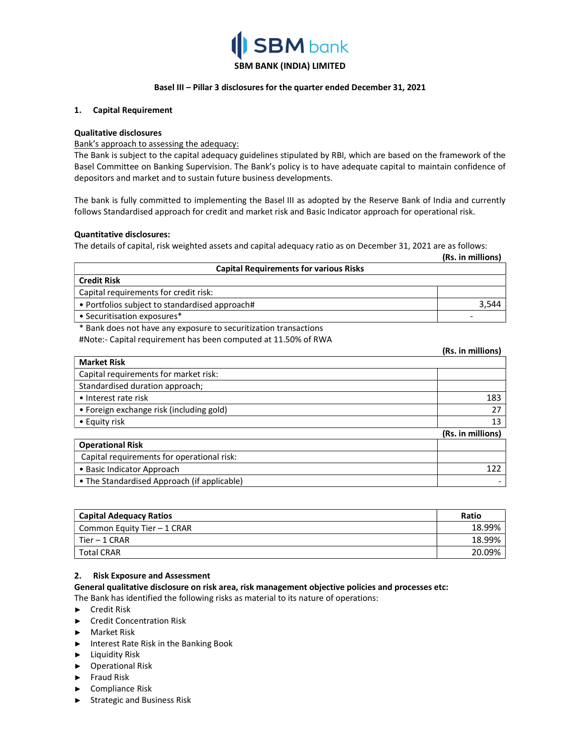# SBM BANK (INDIA) LIMITED

## Basel III – Pillar 3 disclosures for the quarter ended December 31, 2021

### 1. Capital Requirement

**Qualitative disclosures**

Bank's approach to assessing the adequacy:

The Bank is subject to the capital adequacy guidelines stipulated by RBI, which are based on the framework of the Basel Committee on Banking Supervision. The Bank's policy is to have adequate capital to maintain confidence of depositors and market and to sustain future business developments.

The bank is fully committed to implementing the Basel III as adopted by the Reserve Bank of India and currently follows Standardised approach for credit and market risk and Basic Indicator approach for operational risk.

**Quantitative disclosures:**

The details of capital, risk weighted assets and capital adequacy ratio as on December 31, 2021 are as follows:

**(Rs. in millions)**

| Capital Requirements for various Risks | |
|---|---|
| **Credit Risk** | |
| Capital requirements for credit risk: | |
| • Portfolios subject to standardised approach# | 3,544 |
| • Securitisation exposures* | - |

\* Bank does not have any exposure to securitization transactions

#Note:- Capital requirement has been computed at 11.50% of RWA

**(Rs. in millions)**

| Market Risk | |
|---|---|
| Capital requirements for market risk: | |
| Standardised duration approach; | |
| • Interest rate risk | 183 |
| • Foreign exchange risk (including gold) | 27 |
| • Equity risk | 13 |

**(Rs. in millions)**

| Operational Risk | |
|---|---|
| Capital requirements for operational risk: | |
| • Basic Indicator Approach | 122 |
| • The Standardised Approach (if applicable) | - |

| Capital Adequacy Ratios | Ratio |
|---|---|
| Common Equity Tier – 1 CRAR | 18.99% |
| Tier – 1 CRAR | 18.99% |
| Total CRAR | 20.09% |

### 2. Risk Exposure and Assessment

**General qualitative disclosure on risk area, risk management objective policies and processes etc:**

The Bank has identified the following risks as material to its nature of operations:

- Credit Risk
- Credit Concentration Risk
- Market Risk
- Interest Rate Risk in the Banking Book
- Liquidity Risk
- Operational Risk
- Fraud Risk
- Compliance Risk
- Strategic and Business Risk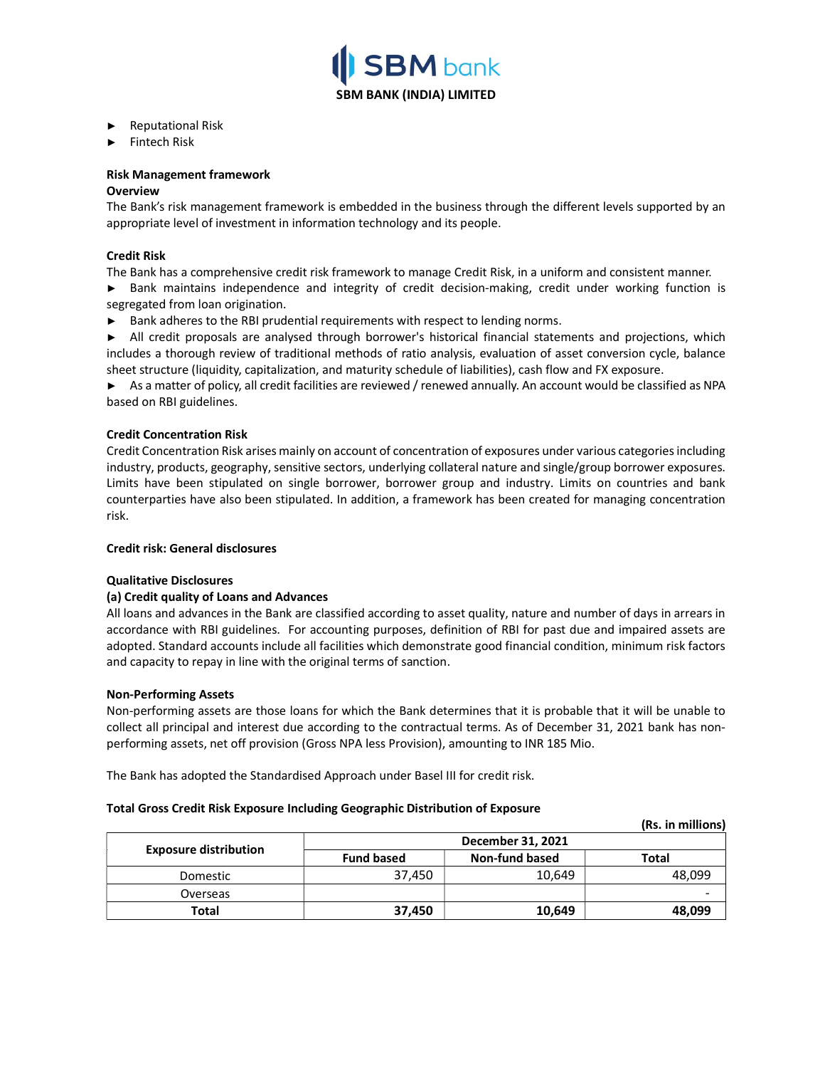- Reputational Risk
- Fintech Risk

**Risk Management framework**

**Overview**

The Bank's risk management framework is embedded in the business through the different levels supported by an appropriate level of investment in information technology and its people.

**Credit Risk**

The Bank has a comprehensive credit risk framework to manage Credit Risk, in a uniform and consistent manner.

- Bank maintains independence and integrity of credit decision-making, credit under working function is segregated from loan origination.
- Bank adheres to the RBI prudential requirements with respect to lending norms.
- All credit proposals are analysed through borrower's historical financial statements and projections, which includes a thorough review of traditional methods of ratio analysis, evaluation of asset conversion cycle, balance sheet structure (liquidity, capitalization, and maturity schedule of liabilities), cash flow and FX exposure.
- As a matter of policy, all credit facilities are reviewed / renewed annually. An account would be classified as NPA based on RBI guidelines.

**Credit Concentration Risk**

Credit Concentration Risk arises mainly on account of concentration of exposures under various categories including industry, products, geography, sensitive sectors, underlying collateral nature and single/group borrower exposures. Limits have been stipulated on single borrower, borrower group and industry. Limits on countries and bank counterparties have also been stipulated. In addition, a framework has been created for managing concentration risk.

**Credit risk: General disclosures**

**Qualitative Disclosures**

**(a) Credit quality of Loans and Advances**

All loans and advances in the Bank are classified according to asset quality, nature and number of days in arrears in accordance with RBI guidelines. For accounting purposes, definition of RBI for past due and impaired assets are adopted. Standard accounts include all facilities which demonstrate good financial condition, minimum risk factors and capacity to repay in line with the original terms of sanction.

**Non-Performing Assets**

Non-performing assets are those loans for which the Bank determines that it is probable that it will be unable to collect all principal and interest due according to the contractual terms. As of December 31, 2021 bank has non-performing assets, net off provision (Gross NPA less Provision), amounting to INR 185 Mio.

The Bank has adopted the Standardised Approach under Basel III for credit risk.

**Total Gross Credit Risk Exposure Including Geographic Distribution of Exposure**

**(Rs. in millions)**

| Exposure distribution | December 31, 2021 | | |
|---|---|---|---|
| | **Fund based** | **Non-fund based** | **Total** |
| Domestic | 37,450 | 10,649 | 48,099 |
| Overseas | | | - |
| **Total** | **37,450** | **10,649** | **48,099** |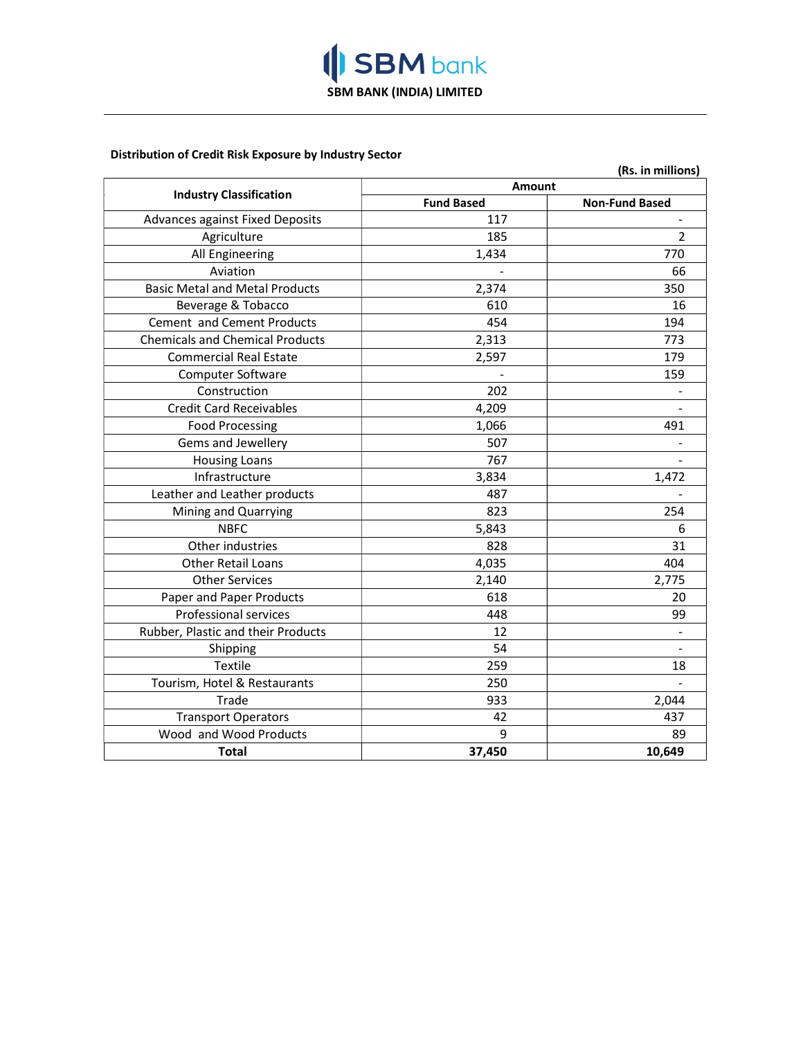# SBM BANK (INDIA) LIMITED

**Distribution of Credit Risk Exposure by Industry Sector**

**(Rs. in millions)**

| Industry Classification | Amount | |
|---|---|---|
| | **Fund Based** | **Non-Fund Based** |
| Advances against Fixed Deposits | 117 | - |
| Agriculture | 185 | 2 |
| All Engineering | 1,434 | 770 |
| Aviation | - | 66 |
| Basic Metal and Metal Products | 2,374 | 350 |
| Beverage & Tobacco | 610 | 16 |
| Cement and Cement Products | 454 | 194 |
| Chemicals and Chemical Products | 2,313 | 773 |
| Commercial Real Estate | 2,597 | 179 |
| Computer Software | - | 159 |
| Construction | 202 | - |
| Credit Card Receivables | 4,209 | - |
| Food Processing | 1,066 | 491 |
| Gems and Jewellery | 507 | - |
| Housing Loans | 767 | - |
| Infrastructure | 3,834 | 1,472 |
| Leather and Leather products | 487 | - |
| Mining and Quarrying | 823 | 254 |
| NBFC | 5,843 | 6 |
| Other industries | 828 | 31 |
| Other Retail Loans | 4,035 | 404 |
| Other Services | 2,140 | 2,775 |
| Paper and Paper Products | 618 | 20 |
| Professional services | 448 | 99 |
| Rubber, Plastic and their Products | 12 | - |
| Shipping | 54 | - |
| Textile | 259 | 18 |
| Tourism, Hotel & Restaurants | 250 | - |
| Trade | 933 | 2,044 |
| Transport Operators | 42 | 437 |
| Wood and Wood Products | 9 | 89 |
| **Total** | **37,450** | **10,649** |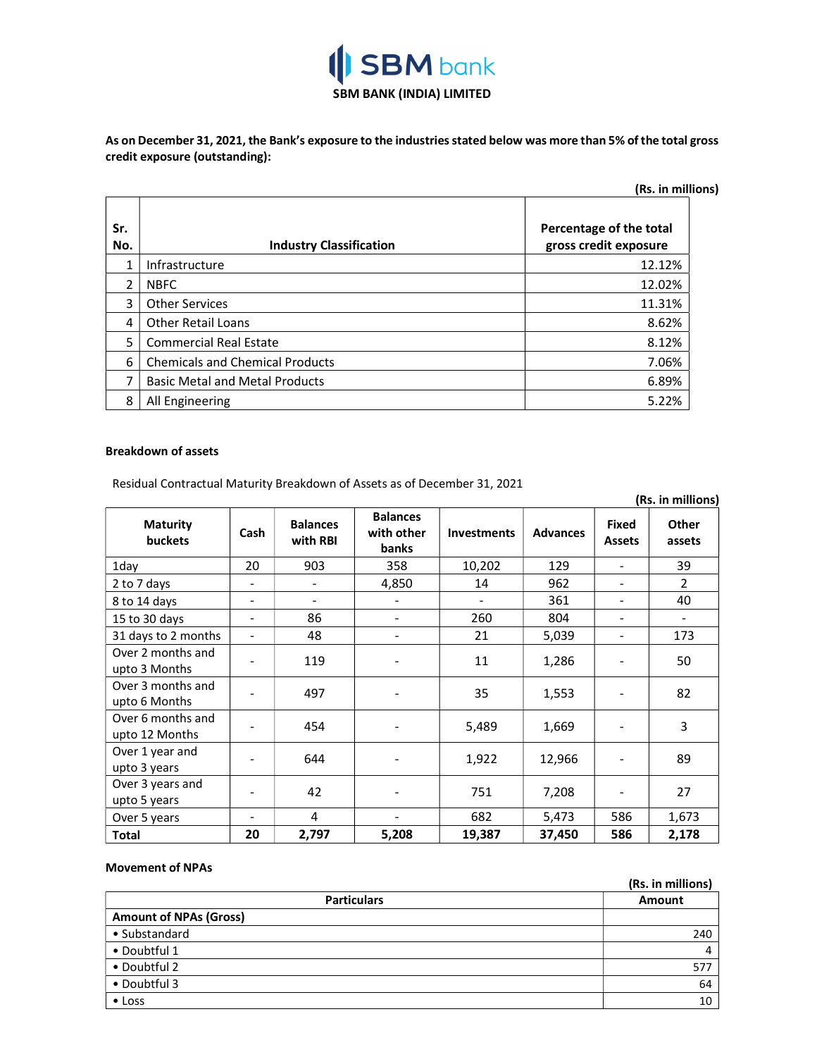**SBM BANK (INDIA) LIMITED**

**As on December 31, 2021, the Bank's exposure to the industries stated below was more than 5% of the total gross credit exposure (outstanding):**

**(Rs. in millions)**

| Sr. No. | Industry Classification | Percentage of the total gross credit exposure |
|---|---|---|
| 1 | Infrastructure | 12.12% |
| 2 | NBFC | 12.02% |
| 3 | Other Services | 11.31% |
| 4 | Other Retail Loans | 8.62% |
| 5 | Commercial Real Estate | 8.12% |
| 6 | Chemicals and Chemical Products | 7.06% |
| 7 | Basic Metal and Metal Products | 6.89% |
| 8 | All Engineering | 5.22% |

**Breakdown of assets**

Residual Contractual Maturity Breakdown of Assets as of December 31, 2021

**(Rs. in millions)**

| Maturity buckets | Cash | Balances with RBI | Balances with other banks | Investments | Advances | Fixed Assets | Other assets |
|---|---|---|---|---|---|---|---|
| 1day | 20 | 903 | 358 | 10,202 | 129 | - | 39 |
| 2 to 7 days | - | - | 4,850 | 14 | 962 | - | 2 |
| 8 to 14 days | - | - | - | - | 361 | - | 40 |
| 15 to 30 days | - | 86 | - | 260 | 804 | - | - |
| 31 days to 2 months | - | 48 | - | 21 | 5,039 | - | 173 |
| Over 2 months and upto 3 Months | - | 119 | - | 11 | 1,286 | - | 50 |
| Over 3 months and upto 6 Months | - | 497 | - | 35 | 1,553 | - | 82 |
| Over 6 months and upto 12 Months | - | 454 | - | 5,489 | 1,669 | - | 3 |
| Over 1 year and upto 3 years | - | 644 | - | 1,922 | 12,966 | - | 89 |
| Over 3 years and upto 5 years | - | 42 | - | 751 | 7,208 | - | 27 |
| Over 5 years | - | 4 | - | 682 | 5,473 | 586 | 1,673 |
| **Total** | **20** | **2,797** | **5,208** | **19,387** | **37,450** | **586** | **2,178** |

**Movement of NPAs**

**(Rs. in millions)**

| Particulars | Amount |
|---|---|
| **Amount of NPAs (Gross)** | |
| • Substandard | 240 |
| • Doubtful 1 | 4 |
| • Doubtful 2 | 577 |
| • Doubtful 3 | 64 |
| • Loss | 10 |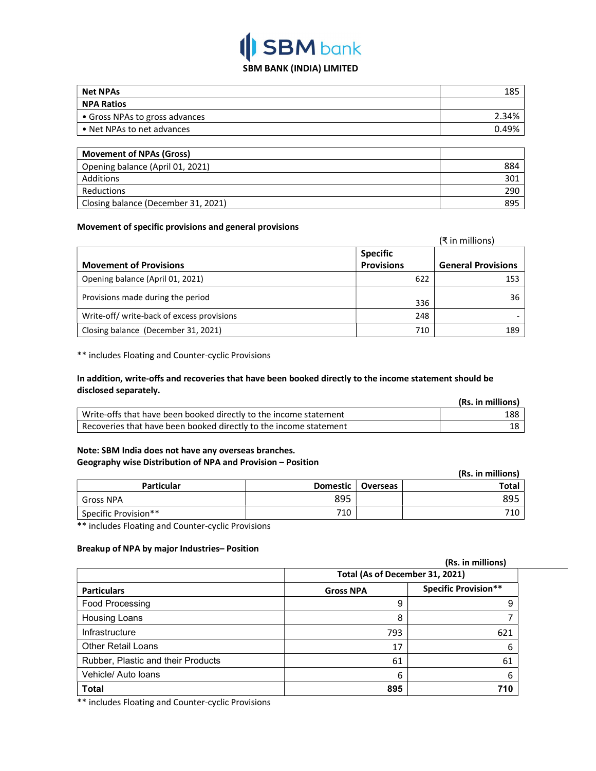**SBM BANK (INDIA) LIMITED**

| Net NPAs | 185 |
|---|---|
| **NPA Ratios** | |
| • Gross NPAs to gross advances | 2.34% |
| • Net NPAs to net advances | 0.49% |

| Movement of NPAs (Gross) | |
|---|---|
| Opening balance (April 01, 2021) | 884 |
| Additions | 301 |
| Reductions | 290 |
| Closing balance (December 31, 2021) | 895 |

**Movement of specific provisions and general provisions**

(₹ in millions)

| Movement of Provisions | Specific Provisions | General Provisions |
|---|---|---|
| Opening balance (April 01, 2021) | 622 | 153 |
| Provisions made during the period | 336 | 36 |
| Write-off/ write-back of excess provisions | 248 | - |
| Closing balance (December 31, 2021) | 710 | 189 |

** includes Floating and Counter-cyclic Provisions

**In addition, write-offs and recoveries that have been booked directly to the income statement should be disclosed separately.**

**(Rs. in millions)**

| Particulars | Amount |
|---|---|
| Write-offs that have been booked directly to the income statement | 188 |
| Recoveries that have been booked directly to the income statement | 18 |

**Note: SBM India does not have any overseas branches.**

**Geography wise Distribution of NPA and Provision – Position**

**(Rs. in millions)**

| Particular | Domestic | Overseas | Total |
|---|---|---|---|
| Gross NPA | 895 | | 895 |
| Specific Provision** | 710 | | 710 |

** includes Floating and Counter-cyclic Provisions

**Breakup of NPA by major Industries– Position**

**(Rs. in millions)**

| | Total (As of December 31, 2021) | |
|---|---|---|
| **Particulars** | **Gross NPA** | **Specific Provision**** |
| Food Processing | 9 | 9 |
| Housing Loans | 8 | 7 |
| Infrastructure | 793 | 621 |
| Other Retail Loans | 17 | 6 |
| Rubber, Plastic and their Products | 61 | 61 |
| Vehicle/ Auto loans | 6 | 6 |
| **Total** | **895** | **710** |

** includes Floating and Counter-cyclic Provisions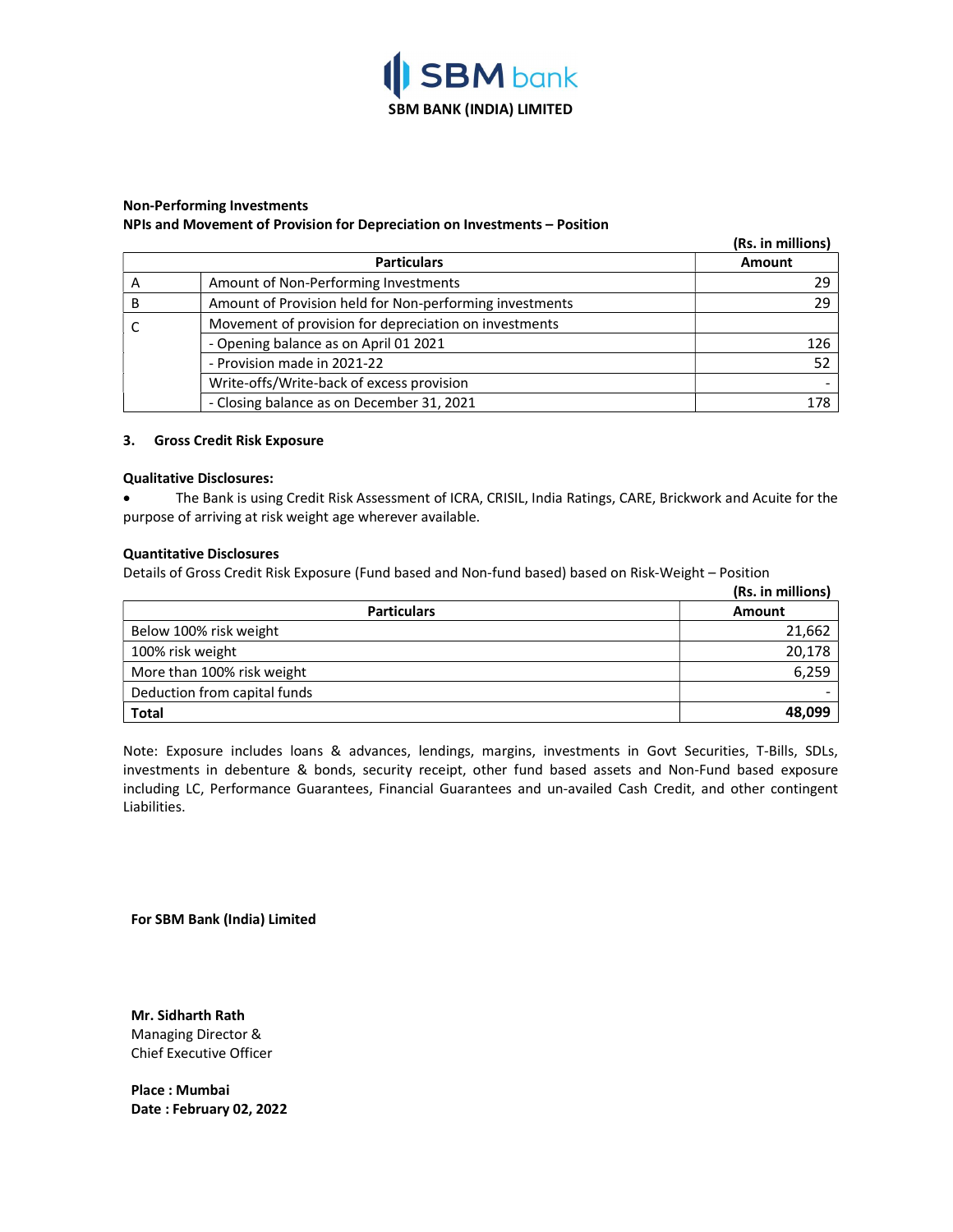**SBM BANK (INDIA) LIMITED**

**Non-Performing Investments**

**NPIs and Movement of Provision for Depreciation on Investments – Position**

**(Rs. in millions)**

| Particulars | | Amount |
|---|---|---|
| A | Amount of Non-Performing Investments | 29 |
| B | Amount of Provision held for Non-performing investments | 29 |
| C | Movement of provision for depreciation on investments | |
| | - Opening balance as on April 01 2021 | 126 |
| | - Provision made in 2021-22 | 52 |
| | Write-offs/Write-back of excess provision | - |
| | - Closing balance as on December 31, 2021 | 178 |

**3. Gross Credit Risk Exposure**

**Qualitative Disclosures:**

- The Bank is using Credit Risk Assessment of ICRA, CRISIL, India Ratings, CARE, Brickwork and Acuite for the purpose of arriving at risk weight age wherever available.

**Quantitative Disclosures**

Details of Gross Credit Risk Exposure (Fund based and Non-fund based) based on Risk-Weight – Position

**(Rs. in millions)**

| Particulars | Amount |
|---|---|
| Below 100% risk weight | 21,662 |
| 100% risk weight | 20,178 |
| More than 100% risk weight | 6,259 |
| Deduction from capital funds | - |
| **Total** | **48,099** |

Note: Exposure includes loans & advances, lendings, margins, investments in Govt Securities, T-Bills, SDLs, investments in debenture & bonds, security receipt, other fund based assets and Non-Fund based exposure including LC, Performance Guarantees, Financial Guarantees and un-availed Cash Credit, and other contingent Liabilities.

**For SBM Bank (India) Limited**

**Mr. Sidharth Rath**
Managing Director &
Chief Executive Officer

**Place : Mumbai**
**Date : February 02, 2022**